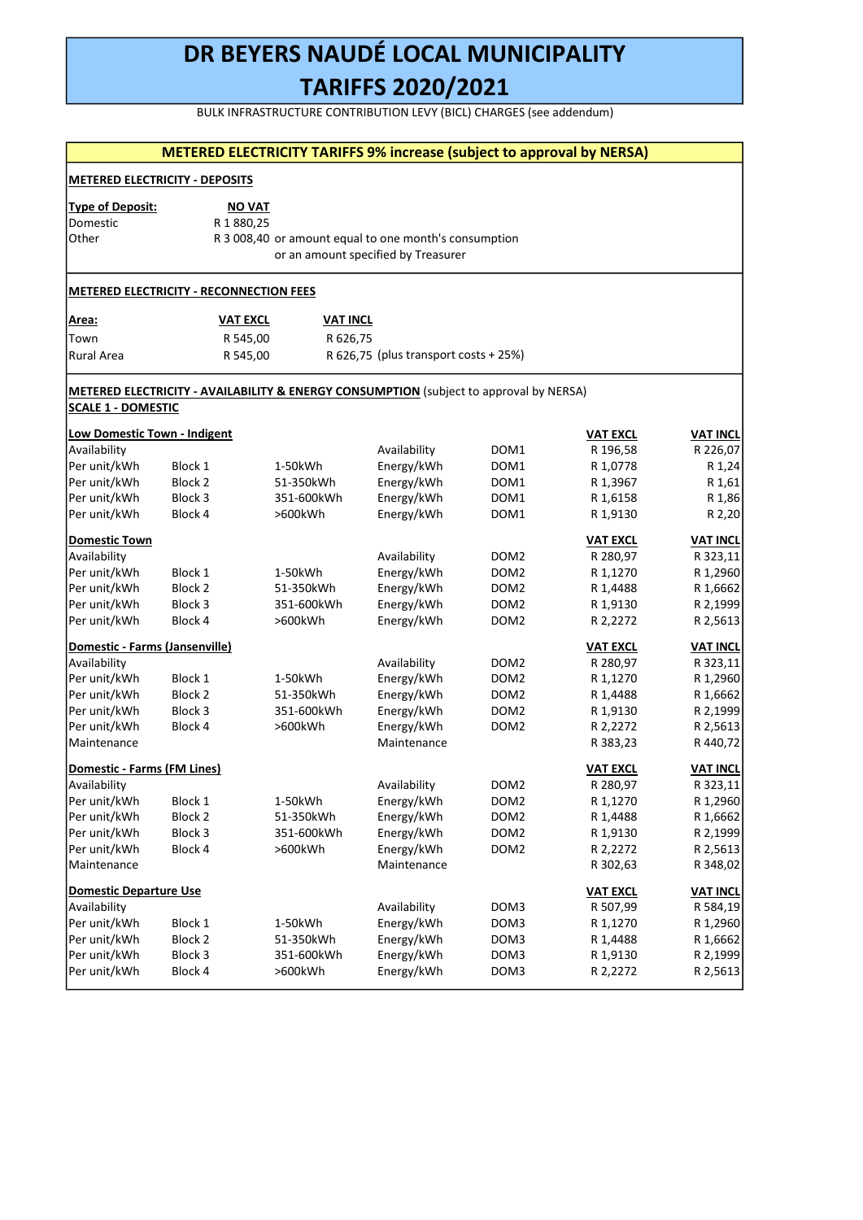# DR BEYERS NAUDÉ LOCAL MUNICIPALITY

# TARIFFS 2020/2021

BULK INFRASTRUCTURE CONTRIBUTION LEVY (BICL) CHARGES (see addendum)

## METERED ELECTRICITY TARIFFS 9% increase (subject to approval by NERSA)

### METERED ELECTRICITY - DEPOSITS

| Type of Deposit: | NO VAT |
|---|---|
| Domestic | R 1 880,25 |
| Other | R 3 008,40 or amount equal to one month's consumption or an amount specified by Treasurer |

### METERED ELECTRICITY - RECONNECTION FEES

| Area: | VAT EXCL | VAT INCL |
|---|---|---|
| Town | R 545,00 | R 626,75 |
| Rural Area | R 545,00 | R 626,75 (plus transport costs + 25%) |

### METERED ELECTRICITY - AVAILABILITY & ENERGY CONSUMPTION (subject to approval by NERSA)

**SCALE 1 - DOMESTIC**

| **Low Domestic Town - Indigent** | | | | | VAT EXCL | VAT INCL |
|---|---|---|---|---|---|---|
| Availability | | | Availability | DOM1 | R 196,58 | R 226,07 |
| Per unit/kWh | Block 1 | 1-50kWh | Energy/kWh | DOM1 | R 1,0778 | R 1,24 |
| Per unit/kWh | Block 2 | 51-350kWh | Energy/kWh | DOM1 | R 1,3967 | R 1,61 |
| Per unit/kWh | Block 3 | 351-600kWh | Energy/kWh | DOM1 | R 1,6158 | R 1,86 |
| Per unit/kWh | Block 4 | >600kWh | Energy/kWh | DOM1 | R 1,9130 | R 2,20 |
| **Domestic Town** | | | | | VAT EXCL | VAT INCL |
| Availability | | | Availability | DOM2 | R 280,97 | R 323,11 |
| Per unit/kWh | Block 1 | 1-50kWh | Energy/kWh | DOM2 | R 1,1270 | R 1,2960 |
| Per unit/kWh | Block 2 | 51-350kWh | Energy/kWh | DOM2 | R 1,4488 | R 1,6662 |
| Per unit/kWh | Block 3 | 351-600kWh | Energy/kWh | DOM2 | R 1,9130 | R 2,1999 |
| Per unit/kWh | Block 4 | >600kWh | Energy/kWh | DOM2 | R 2,2272 | R 2,5613 |
| **Domestic - Farms (Jansenville)** | | | | | VAT EXCL | VAT INCL |
| Availability | | | Availability | DOM2 | R 280,97 | R 323,11 |
| Per unit/kWh | Block 1 | 1-50kWh | Energy/kWh | DOM2 | R 1,1270 | R 1,2960 |
| Per unit/kWh | Block 2 | 51-350kWh | Energy/kWh | DOM2 | R 1,4488 | R 1,6662 |
| Per unit/kWh | Block 3 | 351-600kWh | Energy/kWh | DOM2 | R 1,9130 | R 2,1999 |
| Per unit/kWh | Block 4 | >600kWh | Energy/kWh | DOM2 | R 2,2272 | R 2,5613 |
| Maintenance | | | Maintenance | | R 383,23 | R 440,72 |
| **Domestic - Farms (FM Lines)** | | | | | VAT EXCL | VAT INCL |
| Availability | | | Availability | DOM2 | R 280,97 | R 323,11 |
| Per unit/kWh | Block 1 | 1-50kWh | Energy/kWh | DOM2 | R 1,1270 | R 1,2960 |
| Per unit/kWh | Block 2 | 51-350kWh | Energy/kWh | DOM2 | R 1,4488 | R 1,6662 |
| Per unit/kWh | Block 3 | 351-600kWh | Energy/kWh | DOM2 | R 1,9130 | R 2,1999 |
| Per unit/kWh | Block 4 | >600kWh | Energy/kWh | DOM2 | R 2,2272 | R 2,5613 |
| Maintenance | | | Maintenance | | R 302,63 | R 348,02 |
| **Domestic Departure Use** | | | | | VAT EXCL | VAT INCL |
| Availability | | | Availability | DOM3 | R 507,99 | R 584,19 |
| Per unit/kWh | Block 1 | 1-50kWh | Energy/kWh | DOM3 | R 1,1270 | R 1,2960 |
| Per unit/kWh | Block 2 | 51-350kWh | Energy/kWh | DOM3 | R 1,4488 | R 1,6662 |
| Per unit/kWh | Block 3 | 351-600kWh | Energy/kWh | DOM3 | R 1,9130 | R 2,1999 |
| Per unit/kWh | Block 4 | >600kWh | Energy/kWh | DOM3 | R 2,2272 | R 2,5613 |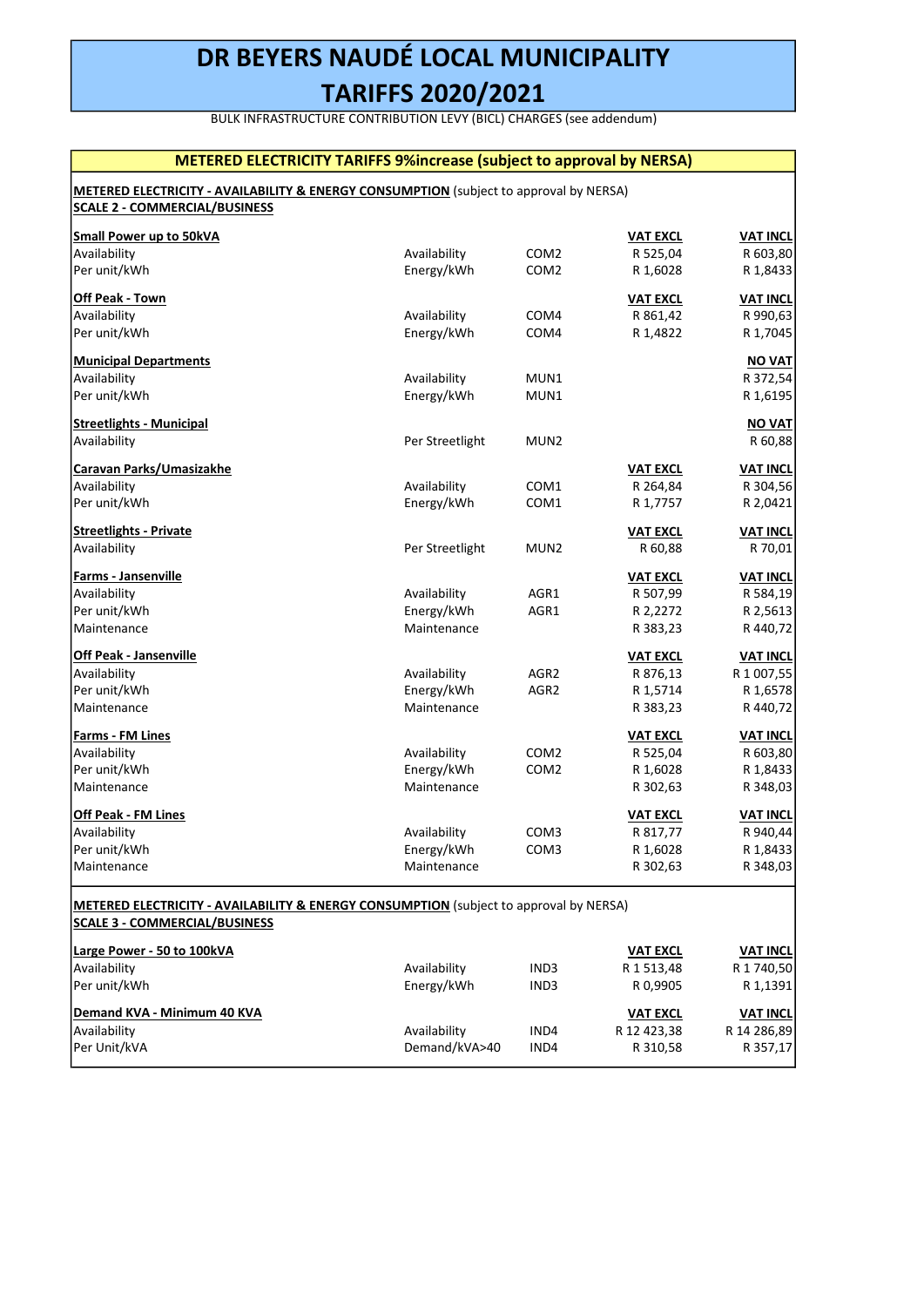# DR BEYERS NAUDÉ LOCAL MUNICIPALITY
# TARIFFS 2020/2021

BULK INFRASTRUCTURE CONTRIBUTION LEVY (BICL) CHARGES (see addendum)

## METERED ELECTRICITY TARIFFS 9%increase (subject to approval by NERSA)

**METERED ELECTRICITY - AVAILABILITY & ENERGY CONSUMPTION** (subject to approval by NERSA)
**SCALE 2 - COMMERCIAL/BUSINESS**

| | | | VAT EXCL | VAT INCL |
|---|---|---|---|---|
| **Small Power up to 50kVA** | | | **VAT EXCL** | **VAT INCL** |
| Availability | Availability | COM2 | R 525,04 | R 603,80 |
| Per unit/kWh | Energy/kWh | COM2 | R 1,6028 | R 1,8433 |
| **Off Peak - Town** | | | **VAT EXCL** | **VAT INCL** |
| Availability | Availability | COM4 | R 861,42 | R 990,63 |
| Per unit/kWh | Energy/kWh | COM4 | R 1,4822 | R 1,7045 |
| **Municipal Departments** | | | | **NO VAT** |
| Availability | Availability | MUN1 | | R 372,54 |
| Per unit/kWh | Energy/kWh | MUN1 | | R 1,6195 |
| **Streetlights - Municipal** | | | | **NO VAT** |
| Availability | Per Streetlight | MUN2 | | R 60,88 |
| **Caravan Parks/Umasizakhe** | | | **VAT EXCL** | **VAT INCL** |
| Availability | Availability | COM1 | R 264,84 | R 304,56 |
| Per unit/kWh | Energy/kWh | COM1 | R 1,7757 | R 2,0421 |
| **Streetlights - Private** | | | **VAT EXCL** | **VAT INCL** |
| Availability | Per Streetlight | MUN2 | R 60,88 | R 70,01 |
| **Farms - Jansenville** | | | **VAT EXCL** | **VAT INCL** |
| Availability | Availability | AGR1 | R 507,99 | R 584,19 |
| Per unit/kWh | Energy/kWh | AGR1 | R 2,2272 | R 2,5613 |
| Maintenance | Maintenance | | R 383,23 | R 440,72 |
| **Off Peak - Jansenville** | | | **VAT EXCL** | **VAT INCL** |
| Availability | Availability | AGR2 | R 876,13 | R 1 007,55 |
| Per unit/kWh | Energy/kWh | AGR2 | R 1,5714 | R 1,6578 |
| Maintenance | Maintenance | | R 383,23 | R 440,72 |
| **Farms - FM Lines** | | | **VAT EXCL** | **VAT INCL** |
| Availability | Availability | COM2 | R 525,04 | R 603,80 |
| Per unit/kWh | Energy/kWh | COM2 | R 1,6028 | R 1,8433 |
| Maintenance | Maintenance | | R 302,63 | R 348,03 |
| **Off Peak - FM Lines** | | | **VAT EXCL** | **VAT INCL** |
| Availability | Availability | COM3 | R 817,77 | R 940,44 |
| Per unit/kWh | Energy/kWh | COM3 | R 1,6028 | R 1,8433 |
| Maintenance | Maintenance | | R 302,63 | R 348,03 |

**METERED ELECTRICITY - AVAILABILITY & ENERGY CONSUMPTION** (subject to approval by NERSA)
**SCALE 3 - COMMERCIAL/BUSINESS**

| | | | VAT EXCL | VAT INCL |
|---|---|---|---|---|
| **Large Power - 50 to 100kVA** | | | **VAT EXCL** | **VAT INCL** |
| Availability | Availability | IND3 | R 1 513,48 | R 1 740,50 |
| Per unit/kWh | Energy/kWh | IND3 | R 0,9905 | R 1,1391 |
| **Demand KVA - Minimum 40 KVA** | | | **VAT EXCL** | **VAT INCL** |
| Availability | Availability | IND4 | R 12 423,38 | R 14 286,89 |
| Per Unit/kVA | Demand/kVA>40 | IND4 | R 310,58 | R 357,17 |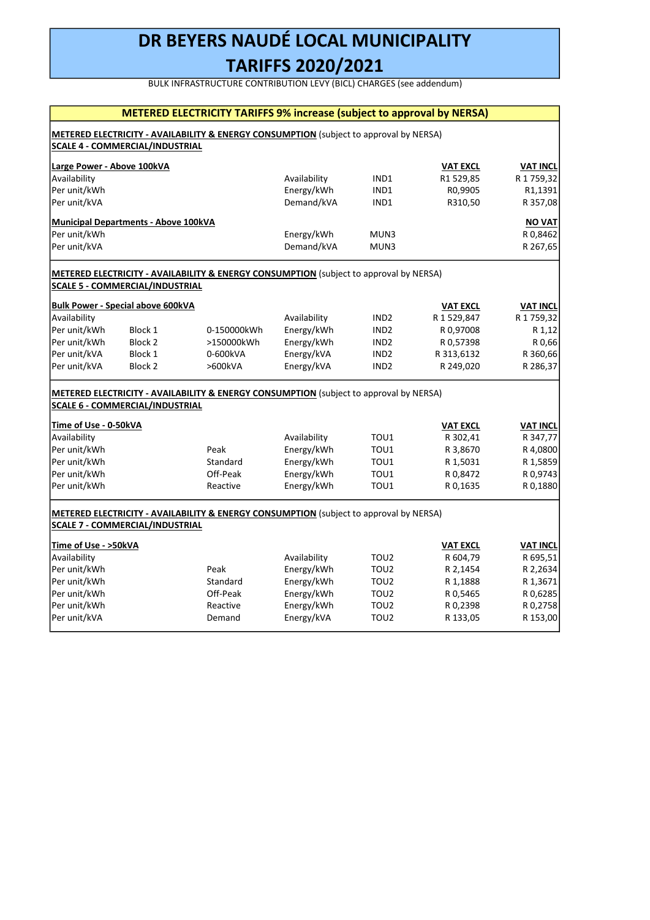# DR BEYERS NAUDÉ LOCAL MUNICIPALITY

# TARIFFS 2020/2021

BULK INFRASTRUCTURE CONTRIBUTION LEVY (BICL) CHARGES (see addendum)

## METERED ELECTRICITY TARIFFS 9% increase (subject to approval by NERSA)

**METERED ELECTRICITY - AVAILABILITY & ENERGY CONSUMPTION** (subject to approval by NERSA)
**SCALE 4 - COMMERCIAL/INDUSTRIAL**

| **Large Power - Above 100kVA** | | | | | **VAT EXCL** | **VAT INCL** |
|---|---|---|---|---|---|---|
| Availability | | | Availability | IND1 | R1 529,85 | R 1 759,32 |
| Per unit/kWh | | | Energy/kWh | IND1 | R0,9905 | R1,1391 |
| Per unit/kVA | | | Demand/kVA | IND1 | R310,50 | R 357,08 |
| **Municipal Departments - Above 100kVA** | | | | | | **NO VAT** |
| Per unit/kWh | | | Energy/kWh | MUN3 | | R 0,8462 |
| Per unit/kVA | | | Demand/kVA | MUN3 | | R 267,65 |

**METERED ELECTRICITY - AVAILABILITY & ENERGY CONSUMPTION** (subject to approval by NERSA)
**SCALE 5 - COMMERCIAL/INDUSTRIAL**

| **Bulk Power - Special above 600kVA** | | | | | **VAT EXCL** | **VAT INCL** |
|---|---|---|---|---|---|---|
| Availability | | | Availability | IND2 | R 1 529,847 | R 1 759,32 |
| Per unit/kWh | Block 1 | 0-150000kWh | Energy/kWh | IND2 | R 0,97008 | R 1,12 |
| Per unit/kWh | Block 2 | >150000kWh | Energy/kWh | IND2 | R 0,57398 | R 0,66 |
| Per unit/kVA | Block 1 | 0-600kVA | Energy/kVA | IND2 | R 313,6132 | R 360,66 |
| Per unit/kVA | Block 2 | >600kVA | Energy/kVA | IND2 | R 249,020 | R 286,37 |

**METERED ELECTRICITY - AVAILABILITY & ENERGY CONSUMPTION** (subject to approval by NERSA)
**SCALE 6 - COMMERCIAL/INDUSTRIAL**

| **Time of Use - 0-50kVA** | | | | **VAT EXCL** | **VAT INCL** |
|---|---|---|---|---|---|
| Availability | | Availability | TOU1 | R 302,41 | R 347,77 |
| Per unit/kWh | Peak | Energy/kWh | TOU1 | R 3,8670 | R 4,0800 |
| Per unit/kWh | Standard | Energy/kWh | TOU1 | R 1,5031 | R 1,5859 |
| Per unit/kWh | Off-Peak | Energy/kWh | TOU1 | R 0,8472 | R 0,9743 |
| Per unit/kWh | Reactive | Energy/kWh | TOU1 | R 0,1635 | R 0,1880 |

**METERED ELECTRICITY - AVAILABILITY & ENERGY CONSUMPTION** (subject to approval by NERSA)
**SCALE 7 - COMMERCIAL/INDUSTRIAL**

| **Time of Use - >50kVA** | | | | **VAT EXCL** | **VAT INCL** |
|---|---|---|---|---|---|
| Availability | | Availability | TOU2 | R 604,79 | R 695,51 |
| Per unit/kWh | Peak | Energy/kWh | TOU2 | R 2,1454 | R 2,2634 |
| Per unit/kWh | Standard | Energy/kWh | TOU2 | R 1,1888 | R 1,3671 |
| Per unit/kWh | Off-Peak | Energy/kWh | TOU2 | R 0,5465 | R 0,6285 |
| Per unit/kWh | Reactive | Energy/kWh | TOU2 | R 0,2398 | R 0,2758 |
| Per unit/kVA | Demand | Energy/kVA | TOU2 | R 133,05 | R 153,00 |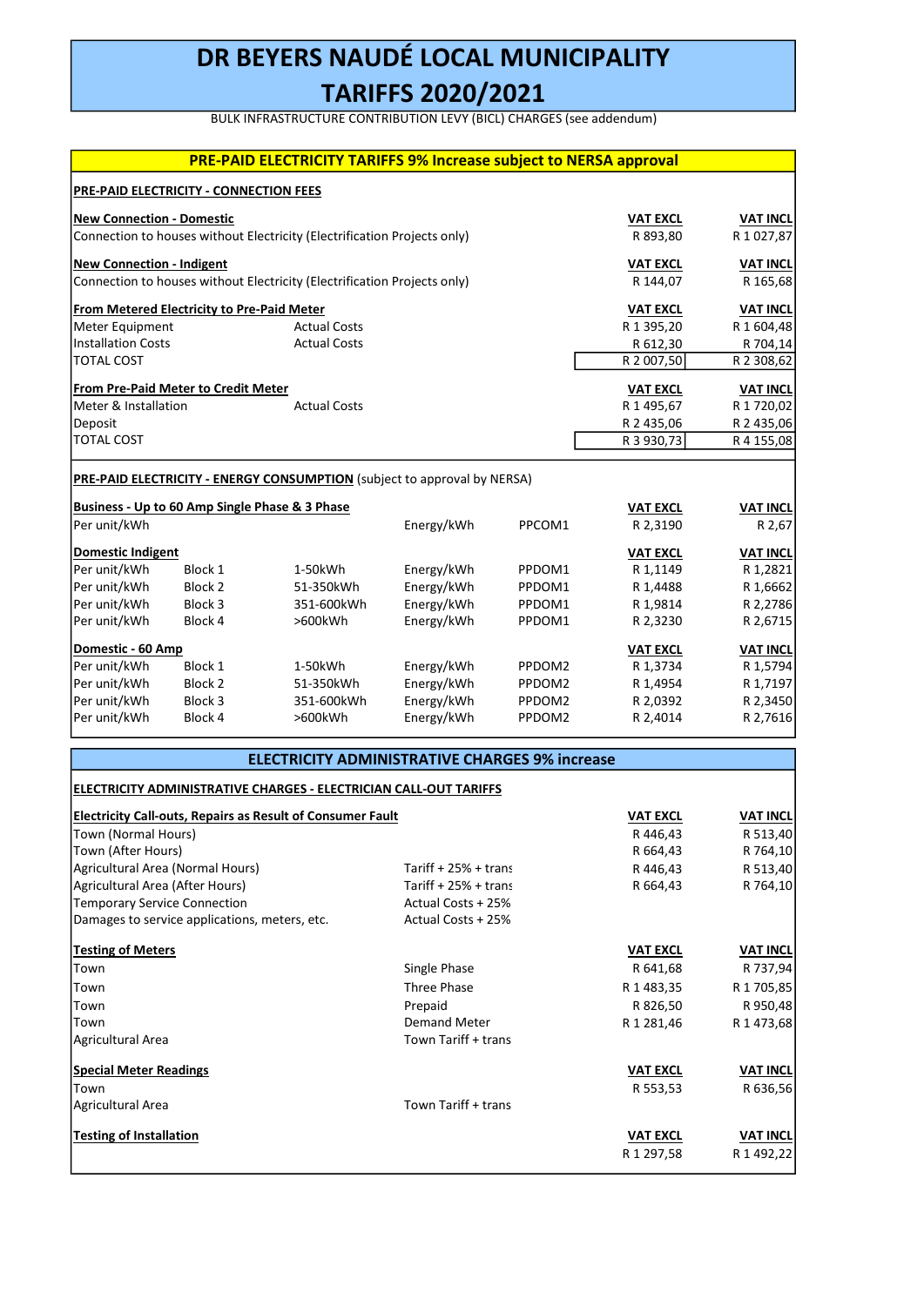# DR BEYERS NAUDÉ LOCAL MUNICIPALITY

# TARIFFS 2020/2021

BULK INFRASTRUCTURE CONTRIBUTION LEVY (BICL) CHARGES (see addendum)

## PRE-PAID ELECTRICITY TARIFFS 9% Increase subject to NERSA approval

### PRE-PAID ELECTRICITY - CONNECTION FEES

| | | | | | VAT EXCL | VAT INCL |
|---|---|---|---|---|---|---|
| **New Connection - Domestic** | | | | | **VAT EXCL** | **VAT INCL** |
| Connection to houses without Electricity (Electrification Projects only) | | | | | R 893,80 | R 1 027,87 |
| **New Connection - Indigent** | | | | | **VAT EXCL** | **VAT INCL** |
| Connection to houses without Electricity (Electrification Projects only) | | | | | R 144,07 | R 165,68 |
| **From Metered Electricity to Pre-Paid Meter** | | | | | **VAT EXCL** | **VAT INCL** |
| Meter Equipment | | Actual Costs | | | R 1 395,20 | R 1 604,48 |
| Installation Costs | | Actual Costs | | | R 612,30 | R 704,14 |
| TOTAL COST | | | | | R 2 007,50 | R 2 308,62 |
| **From Pre-Paid Meter to Credit Meter** | | | | | **VAT EXCL** | **VAT INCL** |
| Meter & Installation | | Actual Costs | | | R 1 495,67 | R 1 720,02 |
| Deposit | | | | | R 2 435,06 | R 2 435,06 |
| TOTAL COST | | | | | R 3 930,73 | R 4 155,08 |

### PRE-PAID ELECTRICITY - ENERGY CONSUMPTION (subject to approval by NERSA)

| | | | | | VAT EXCL | VAT INCL |
|---|---|---|---|---|---|---|
| **Business - Up to 60 Amp Single Phase & 3 Phase** | | | | | **VAT EXCL** | **VAT INCL** |
| Per unit/kWh | | | Energy/kWh | PPCOM1 | R 2,3190 | R 2,67 |
| **Domestic Indigent** | | | | | **VAT EXCL** | **VAT INCL** |
| Per unit/kWh | Block 1 | 1-50kWh | Energy/kWh | PPDOM1 | R 1,1149 | R 1,2821 |
| Per unit/kWh | Block 2 | 51-350kWh | Energy/kWh | PPDOM1 | R 1,4488 | R 1,6662 |
| Per unit/kWh | Block 3 | 351-600kWh | Energy/kWh | PPDOM1 | R 1,9814 | R 2,2786 |
| Per unit/kWh | Block 4 | >600kWh | Energy/kWh | PPDOM1 | R 2,3230 | R 2,6715 |
| **Domestic - 60 Amp** | | | | | **VAT EXCL** | **VAT INCL** |
| Per unit/kWh | Block 1 | 1-50kWh | Energy/kWh | PPDOM2 | R 1,3734 | R 1,5794 |
| Per unit/kWh | Block 2 | 51-350kWh | Energy/kWh | PPDOM2 | R 1,4954 | R 1,7197 |
| Per unit/kWh | Block 3 | 351-600kWh | Energy/kWh | PPDOM2 | R 2,0392 | R 2,3450 |
| Per unit/kWh | Block 4 | >600kWh | Energy/kWh | PPDOM2 | R 2,4014 | R 2,7616 |

## ELECTRICITY ADMINISTRATIVE CHARGES 9% increase

### ELECTRICITY ADMINISTRATIVE CHARGES - ELECTRICIAN CALL-OUT TARIFFS

| | | VAT EXCL | VAT INCL |
|---|---|---|---|
| **Electricity Call-outs, Repairs as Result of Consumer Fault** | | **VAT EXCL** | **VAT INCL** |
| Town (Normal Hours) | | R 446,43 | R 513,40 |
| Town (After Hours) | | R 664,43 | R 764,10 |
| Agricultural Area (Normal Hours) | Tariff + 25% + trans | R 446,43 | R 513,40 |
| Agricultural Area (After Hours) | Tariff + 25% + trans | R 664,43 | R 764,10 |
| Temporary Service Connection | Actual Costs + 25% | | |
| Damages to service applications, meters, etc. | Actual Costs + 25% | | |
| **Testing of Meters** | | **VAT EXCL** | **VAT INCL** |
| Town | Single Phase | R 641,68 | R 737,94 |
| Town | Three Phase | R 1 483,35 | R 1 705,85 |
| Town | Prepaid | R 826,50 | R 950,48 |
| Town | Demand Meter | R 1 281,46 | R 1 473,68 |
| Agricultural Area | Town Tariff + trans | | |
| **Special Meter Readings** | | **VAT EXCL** | **VAT INCL** |
| Town | | R 553,53 | R 636,56 |
| Agricultural Area | Town Tariff + trans | | |
| **Testing of Installation** | | **VAT EXCL** | **VAT INCL** |
| | | R 1 297,58 | R 1 492,22 |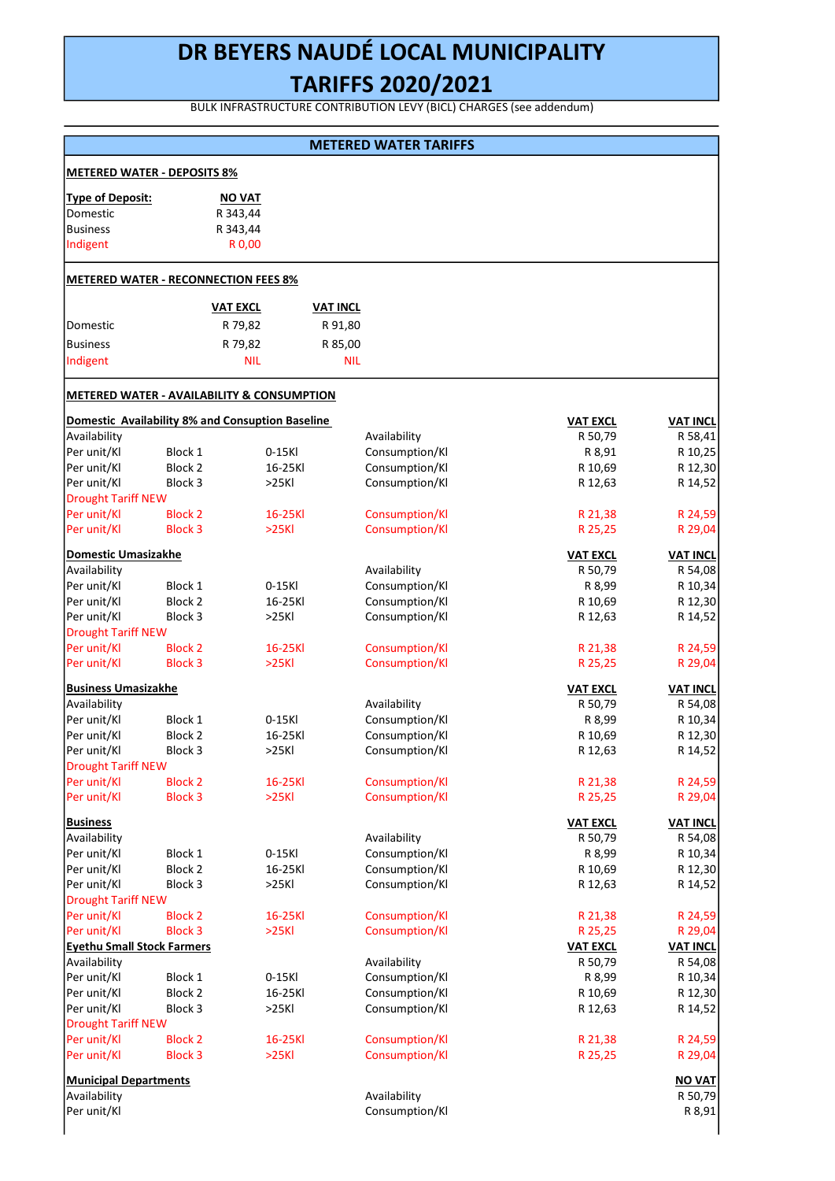# DR BEYERS NAUDÉ LOCAL MUNICIPALITY

# TARIFFS 2020/2021

BULK INFRASTRUCTURE CONTRIBUTION LEVY (BICL) CHARGES (see addendum)

## METERED WATER TARIFFS

### METERED WATER - DEPOSITS 8%

| Type of Deposit: | NO VAT |
|---|---|
| Domestic | R 343,44 |
| Business | R 343,44 |
| Indigent | R 0,00 |

### METERED WATER - RECONNECTION FEES 8%

| | VAT EXCL | VAT INCL |
|---|---|---|
| Domestic | R 79,82 | R 91,80 |
| Business | R 79,82 | R 85,00 |
| Indigent | NIL | NIL |

### METERED WATER - AVAILABILITY & CONSUMPTION

| Domestic Availability 8% and Consuption Baseline | | | | VAT EXCL | VAT INCL |
|---|---|---|---|---|---|
| Availability | | | Availability | R 50,79 | R 58,41 |
| Per unit/Kl | Block 1 | 0-15Kl | Consumption/Kl | R 8,91 | R 10,25 |
| Per unit/Kl | Block 2 | 16-25Kl | Consumption/Kl | R 10,69 | R 12,30 |
| Per unit/Kl | Block 3 | >25Kl | Consumption/Kl | R 12,63 | R 14,52 |
| Drought Tariff NEW | | | | | |
| Per unit/Kl | Block 2 | 16-25Kl | Consumption/Kl | R 21,38 | R 24,59 |
| Per unit/Kl | Block 3 | >25Kl | Consumption/Kl | R 25,25 | R 29,04 |
| **Domestic Umasizakhe** | | | | **VAT EXCL** | **VAT INCL** |
| Availability | | | Availability | R 50,79 | R 54,08 |
| Per unit/Kl | Block 1 | 0-15Kl | Consumption/Kl | R 8,99 | R 10,34 |
| Per unit/Kl | Block 2 | 16-25Kl | Consumption/Kl | R 10,69 | R 12,30 |
| Per unit/Kl | Block 3 | >25Kl | Consumption/Kl | R 12,63 | R 14,52 |
| Drought Tariff NEW | | | | | |
| Per unit/Kl | Block 2 | 16-25Kl | Consumption/Kl | R 21,38 | R 24,59 |
| Per unit/Kl | Block 3 | >25Kl | Consumption/Kl | R 25,25 | R 29,04 |
| **Business Umasizakhe** | | | | **VAT EXCL** | **VAT INCL** |
| Availability | | | Availability | R 50,79 | R 54,08 |
| Per unit/Kl | Block 1 | 0-15Kl | Consumption/Kl | R 8,99 | R 10,34 |
| Per unit/Kl | Block 2 | 16-25Kl | Consumption/Kl | R 10,69 | R 12,30 |
| Per unit/Kl | Block 3 | >25Kl | Consumption/Kl | R 12,63 | R 14,52 |
| Drought Tariff NEW | | | | | |
| Per unit/Kl | Block 2 | 16-25Kl | Consumption/Kl | R 21,38 | R 24,59 |
| Per unit/Kl | Block 3 | >25Kl | Consumption/Kl | R 25,25 | R 29,04 |
| **Business** | | | | **VAT EXCL** | **VAT INCL** |
| Availability | | | Availability | R 50,79 | R 54,08 |
| Per unit/Kl | Block 1 | 0-15Kl | Consumption/Kl | R 8,99 | R 10,34 |
| Per unit/Kl | Block 2 | 16-25Kl | Consumption/Kl | R 10,69 | R 12,30 |
| Per unit/Kl | Block 3 | >25Kl | Consumption/Kl | R 12,63 | R 14,52 |
| Drought Tariff NEW | | | | | |
| Per unit/Kl | Block 2 | 16-25Kl | Consumption/Kl | R 21,38 | R 24,59 |
| Per unit/Kl | Block 3 | >25Kl | Consumption/Kl | R 25,25 | R 29,04 |
| **Eyethu Small Stock Farmers** | | | | **VAT EXCL** | **VAT INCL** |
| Availability | | | Availability | R 50,79 | R 54,08 |
| Per unit/Kl | Block 1 | 0-15Kl | Consumption/Kl | R 8,99 | R 10,34 |
| Per unit/Kl | Block 2 | 16-25Kl | Consumption/Kl | R 10,69 | R 12,30 |
| Per unit/Kl | Block 3 | >25Kl | Consumption/Kl | R 12,63 | R 14,52 |
| Drought Tariff NEW | | | | | |
| Per unit/Kl | Block 2 | 16-25Kl | Consumption/Kl | R 21,38 | R 24,59 |
| Per unit/Kl | Block 3 | >25Kl | Consumption/Kl | R 25,25 | R 29,04 |
| **Municipal Departments** | | | | | **NO VAT** |
| Availability | | | Availability | | R 50,79 |
| Per unit/Kl | | | Consumption/Kl | | R 8,91 |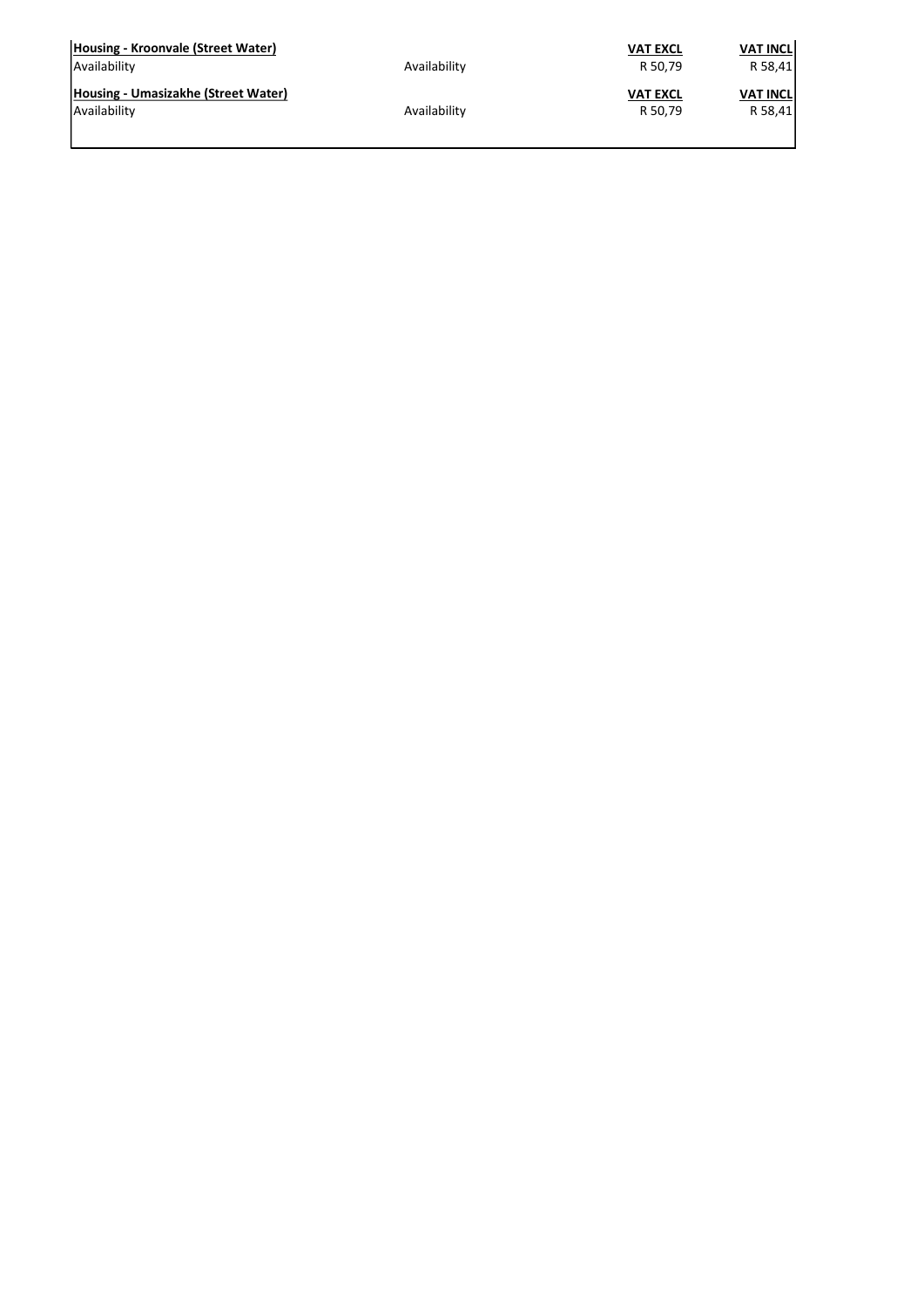| **Housing - Kroonvale (Street Water)** | | **VAT EXCL** | **VAT INCL** |
|---|---|---|---|
| Availability | Availability | R 50,79 | R 58,41 |
| **Housing - Umasizakhe (Street Water)** | | **VAT EXCL** | **VAT INCL** |
| Availability | Availability | R 50,79 | R 58,41 |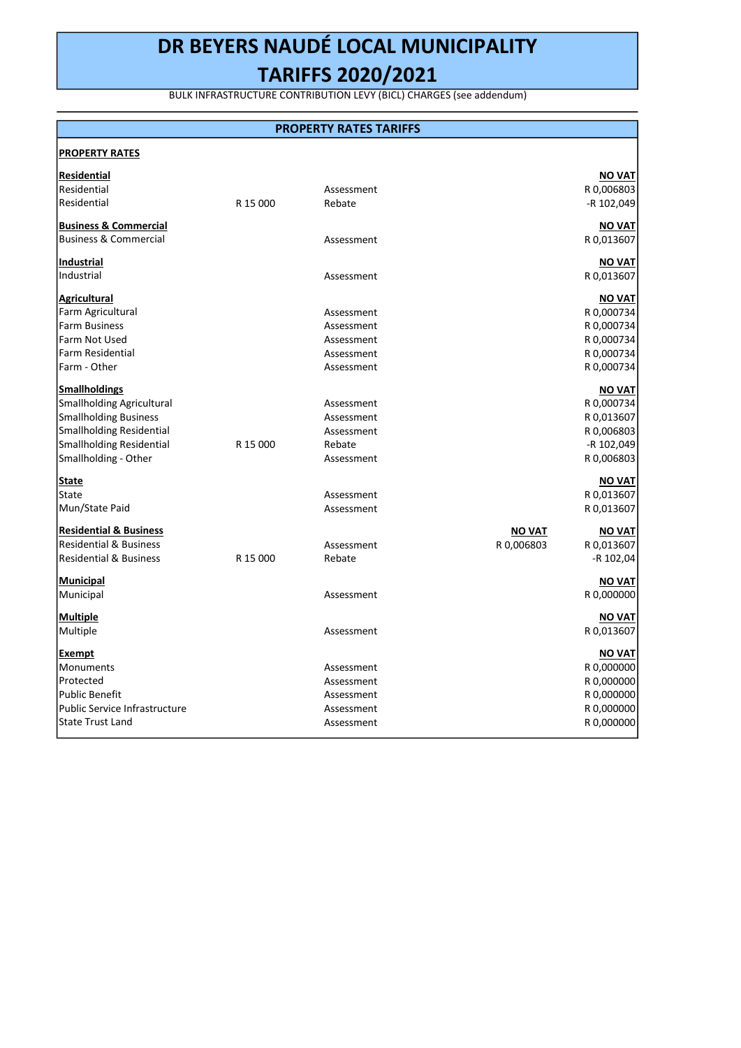# DR BEYERS NAUDÉ LOCAL MUNICIPALITY

# TARIFFS 2020/2021

BULK INFRASTRUCTURE CONTRIBUTION LEVY (BICL) CHARGES (see addendum)

## PROPERTY RATES TARIFFS

| **PROPERTY RATES** | | | | |
|---|---|---|---|---|
| **Residential** | | | | **NO VAT** |
| Residential | | Assessment | | R 0,006803 |
| Residential | R 15 000 | Rebate | | -R 102,049 |
| **Business & Commercial** | | | | **NO VAT** |
| Business & Commercial | | Assessment | | R 0,013607 |
| **Industrial** | | | | **NO VAT** |
| Industrial | | Assessment | | R 0,013607 |
| **Agricultural** | | | | **NO VAT** |
| Farm Agricultural | | Assessment | | R 0,000734 |
| Farm Business | | Assessment | | R 0,000734 |
| Farm Not Used | | Assessment | | R 0,000734 |
| Farm Residential | | Assessment | | R 0,000734 |
| Farm - Other | | Assessment | | R 0,000734 |
| **Smallholdings** | | | | **NO VAT** |
| Smallholding Agricultural | | Assessment | | R 0,000734 |
| Smallholding Business | | Assessment | | R 0,013607 |
| Smallholding Residential | | Assessment | | R 0,006803 |
| Smallholding Residential | R 15 000 | Rebate | | -R 102,049 |
| Smallholding - Other | | Assessment | | R 0,006803 |
| **State** | | | | **NO VAT** |
| State | | Assessment | | R 0,013607 |
| Mun/State Paid | | Assessment | | R 0,013607 |
| **Residential & Business** | | | **NO VAT** | **NO VAT** |
| Residential & Business | | Assessment | R 0,006803 | R 0,013607 |
| Residential & Business | R 15 000 | Rebate | | -R 102,04 |
| **Municipal** | | | | **NO VAT** |
| Municipal | | Assessment | | R 0,000000 |
| **Multiple** | | | | **NO VAT** |
| Multiple | | Assessment | | R 0,013607 |
| **Exempt** | | | | **NO VAT** |
| Monuments | | Assessment | | R 0,000000 |
| Protected | | Assessment | | R 0,000000 |
| Public Benefit | | Assessment | | R 0,000000 |
| Public Service Infrastructure | | Assessment | | R 0,000000 |
| State Trust Land | | Assessment | | R 0,000000 |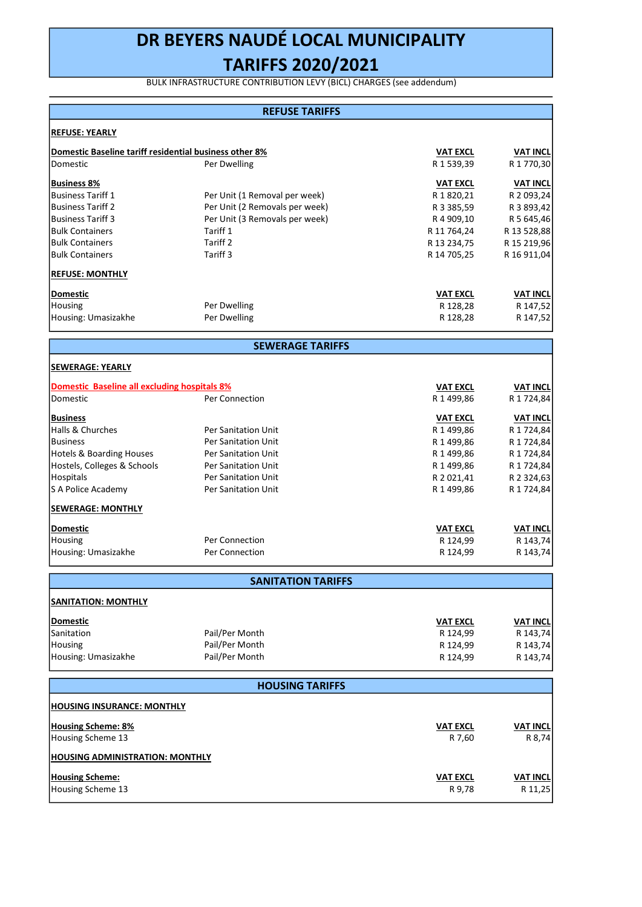# DR BEYERS NAUDÉ LOCAL MUNICIPALITY

# TARIFFS 2020/2021

BULK INFRASTRUCTURE CONTRIBUTION LEVY (BICL) CHARGES (see addendum)

## REFUSE TARIFFS

**REFUSE: YEARLY**

| **Domestic Baseline tariff residential business other 8%** | | **VAT EXCL** | **VAT INCL** |
|---|---|---|---|
| Domestic | Per Dwelling | R 1 539,39 | R 1 770,30 |
| **Business 8%** | | **VAT EXCL** | **VAT INCL** |
| Business Tariff 1 | Per Unit (1 Removal per week) | R 1 820,21 | R 2 093,24 |
| Business Tariff 2 | Per Unit (2 Removals per week) | R 3 385,59 | R 3 893,42 |
| Business Tariff 3 | Per Unit (3 Removals per week) | R 4 909,10 | R 5 645,46 |
| Bulk Containers | Tariff 1 | R 11 764,24 | R 13 528,88 |
| Bulk Containers | Tariff 2 | R 13 234,75 | R 15 219,96 |
| Bulk Containers | Tariff 3 | R 14 705,25 | R 16 911,04 |

**REFUSE: MONTHLY**

| **Domestic** | | **VAT EXCL** | **VAT INCL** |
|---|---|---|---|
| Housing | Per Dwelling | R 128,28 | R 147,52 |
| Housing: Umasizakhe | Per Dwelling | R 128,28 | R 147,52 |

## SEWERAGE TARIFFS

**SEWERAGE: YEARLY**

| **Domestic Baseline all excluding hospitals 8%** | | **VAT EXCL** | **VAT INCL** |
|---|---|---|---|
| Domestic | Per Connection | R 1 499,86 | R 1 724,84 |
| **Business** | | **VAT EXCL** | **VAT INCL** |
| Halls & Churches | Per Sanitation Unit | R 1 499,86 | R 1 724,84 |
| Business | Per Sanitation Unit | R 1 499,86 | R 1 724,84 |
| Hotels & Boarding Houses | Per Sanitation Unit | R 1 499,86 | R 1 724,84 |
| Hostels, Colleges & Schools | Per Sanitation Unit | R 1 499,86 | R 1 724,84 |
| Hospitals | Per Sanitation Unit | R 2 021,41 | R 2 324,63 |
| S A Police Academy | Per Sanitation Unit | R 1 499,86 | R 1 724,84 |

**SEWERAGE: MONTHLY**

| **Domestic** | | **VAT EXCL** | **VAT INCL** |
|---|---|---|---|
| Housing | Per Connection | R 124,99 | R 143,74 |
| Housing: Umasizakhe | Per Connection | R 124,99 | R 143,74 |

## SANITATION TARIFFS

**SANITATION: MONTHLY**

| **Domestic** | | **VAT EXCL** | **VAT INCL** |
|---|---|---|---|
| Sanitation | Pail/Per Month | R 124,99 | R 143,74 |
| Housing | Pail/Per Month | R 124,99 | R 143,74 |
| Housing: Umasizakhe | Pail/Per Month | R 124,99 | R 143,74 |

## HOUSING TARIFFS

**HOUSING INSURANCE: MONTHLY**

| **Housing Scheme: 8%** | **VAT EXCL** | **VAT INCL** |
|---|---|---|
| Housing Scheme 13 | R 7,60 | R 8,74 |

**HOUSING ADMINISTRATION: MONTHLY**

| **Housing Scheme:** | **VAT EXCL** | **VAT INCL** |
|---|---|---|
| Housing Scheme 13 | R 9,78 | R 11,25 |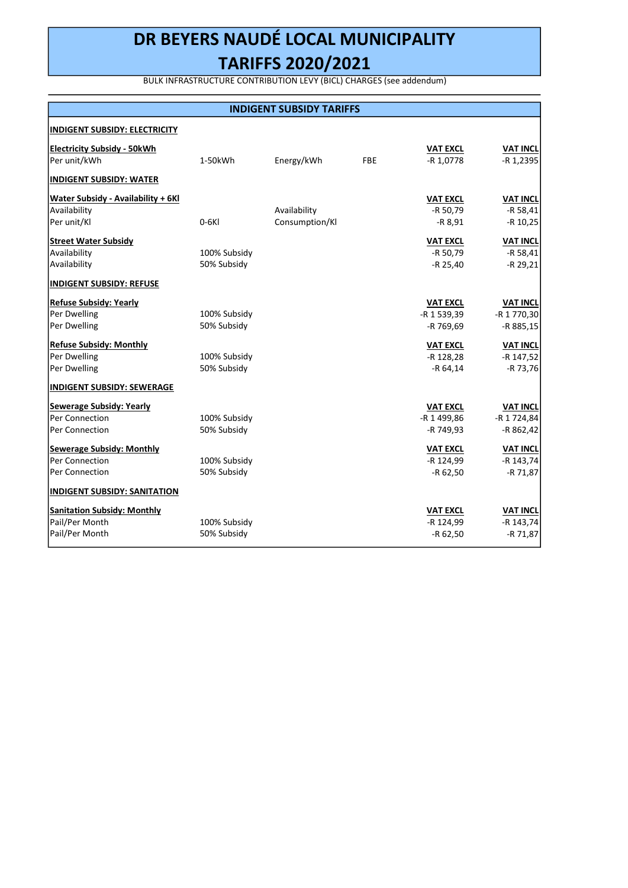# DR BEYERS NAUDÉ LOCAL MUNICIPALITY

# TARIFFS 2020/2021

BULK INFRASTRUCTURE CONTRIBUTION LEVY (BICL) CHARGES (see addendum)

## INDIGENT SUBSIDY TARIFFS

| | | | | | |
|---|---|---|---|---|---|
| **INDIGENT SUBSIDY: ELECTRICITY** | | | | | |
| **Electricity Subsidy - 50kWh** | | | | **VAT EXCL** | **VAT INCL** |
| Per unit/kWh | 1-50kWh | Energy/kWh | FBE | -R 1,0778 | -R 1,2395 |
| **INDIGENT SUBSIDY: WATER** | | | | | |
| **Water Subsidy - Availability + 6Kl** | | | | **VAT EXCL** | **VAT INCL** |
| Availability | | Availability | | -R 50,79 | -R 58,41 |
| Per unit/Kl | 0-6Kl | Consumption/Kl | | -R 8,91 | -R 10,25 |
| **Street Water Subsidy** | | | | **VAT EXCL** | **VAT INCL** |
| Availability | 100% Subsidy | | | -R 50,79 | -R 58,41 |
| Availability | 50% Subsidy | | | -R 25,40 | -R 29,21 |
| **INDIGENT SUBSIDY: REFUSE** | | | | | |
| **Refuse Subsidy: Yearly** | | | | **VAT EXCL** | **VAT INCL** |
| Per Dwelling | 100% Subsidy | | | -R 1 539,39 | -R 1 770,30 |
| Per Dwelling | 50% Subsidy | | | -R 769,69 | -R 885,15 |
| **Refuse Subsidy: Monthly** | | | | **VAT EXCL** | **VAT INCL** |
| Per Dwelling | 100% Subsidy | | | -R 128,28 | -R 147,52 |
| Per Dwelling | 50% Subsidy | | | -R 64,14 | -R 73,76 |
| **INDIGENT SUBSIDY: SEWERAGE** | | | | | |
| **Sewerage Subsidy: Yearly** | | | | **VAT EXCL** | **VAT INCL** |
| Per Connection | 100% Subsidy | | | -R 1 499,86 | -R 1 724,84 |
| Per Connection | 50% Subsidy | | | -R 749,93 | -R 862,42 |
| **Sewerage Subsidy: Monthly** | | | | **VAT EXCL** | **VAT INCL** |
| Per Connection | 100% Subsidy | | | -R 124,99 | -R 143,74 |
| Per Connection | 50% Subsidy | | | -R 62,50 | -R 71,87 |
| **INDIGENT SUBSIDY: SANITATION** | | | | | |
| **Sanitation Subsidy: Monthly** | | | | **VAT EXCL** | **VAT INCL** |
| Pail/Per Month | 100% Subsidy | | | -R 124,99 | -R 143,74 |
| Pail/Per Month | 50% Subsidy | | | -R 62,50 | -R 71,87 |